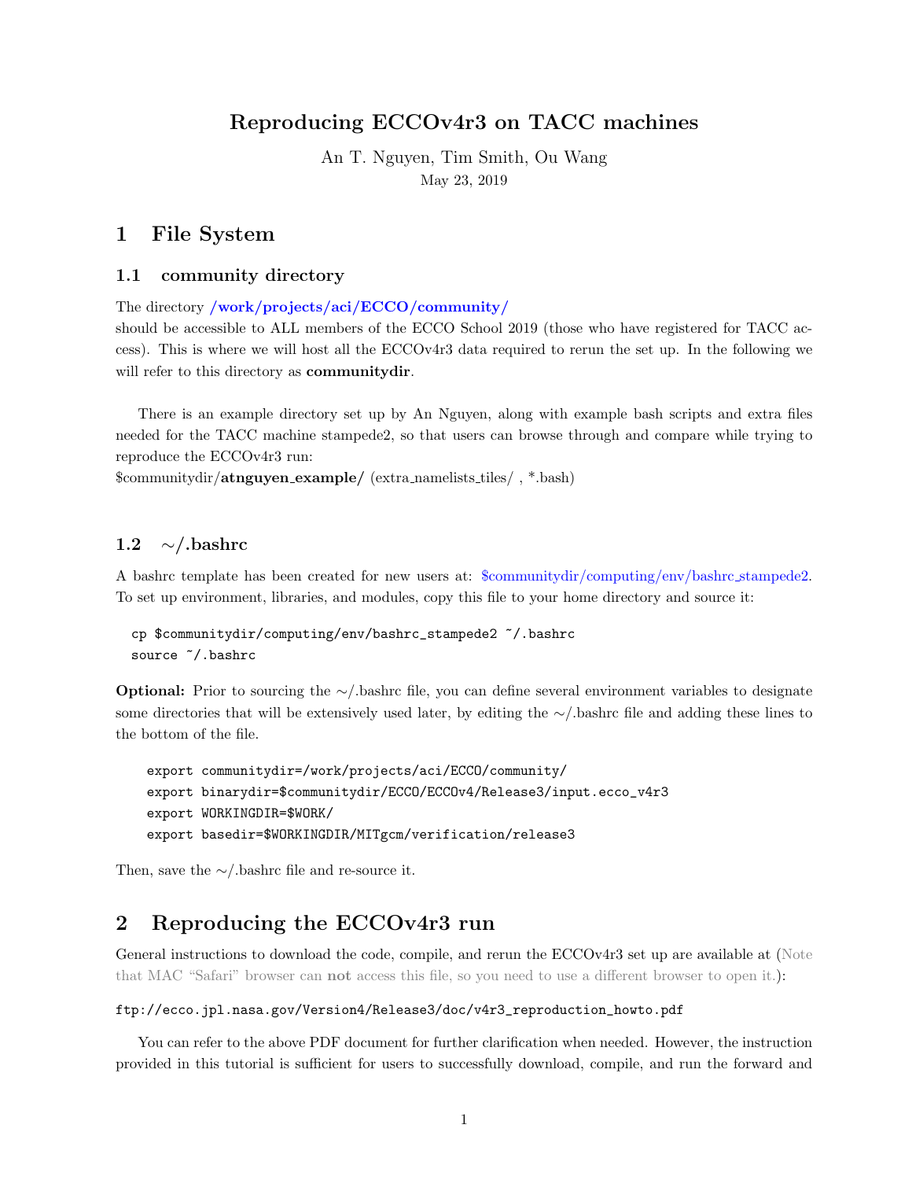# Reproducing ECCOv4r3 on TACC machines

An T. Nguyen, Tim Smith, Ou Wang

May 23, 2019

## 1 File System

### 1.1 community directory

The directory **/work/projects/aci/ECCO/community/**
should be accessible to ALL members of the ECCO School 2019 (those who have registered for TACC access). This is where we will host all the ECCOv4r3 data required to rerun the set up. In the following we will refer to this directory as **communitydir**.

There is an example directory set up by An Nguyen, along with example bash scripts and extra files needed for the TACC machine stampede2, so that users can browse through and compare while trying to reproduce the ECCOv4r3 run:
$communitydir/**atnguyen_example/** (extra_namelists_tiles/ , *.bash)

### 1.2 ∼/.bashrc

A bashrc template has been created for new users at: $communitydir/computing/env/bashrc_stampede2. To set up environment, libraries, and modules, copy this file to your home directory and source it:

```
cp $communitydir/computing/env/bashrc_stampede2 ~/.bashrc
source ~/.bashrc
```

**Optional:** Prior to sourcing the ∼/.bashrc file, you can define several environment variables to designate some directories that will be extensively used later, by editing the ∼/.bashrc file and adding these lines to the bottom of the file.

```
export communitydir=/work/projects/aci/ECCO/community/
export binarydir=$communitydir/ECCO/ECCOv4/Release3/input.ecco_v4r3
export WORKINGDIR=$WORK/
export basedir=$WORKINGDIR/MITgcm/verification/release3
```

Then, save the ∼/.bashrc file and re-source it.

## 2 Reproducing the ECCOv4r3 run

General instructions to download the code, compile, and rerun the ECCOv4r3 set up are available at (Note that MAC "Safari" browser can **not** access this file, so you need to use a different browser to open it.):

`ftp://ecco.jpl.nasa.gov/Version4/Release3/doc/v4r3_reproduction_howto.pdf`

You can refer to the above PDF document for further clarification when needed. However, the instruction provided in this tutorial is sufficient for users to successfully download, compile, and run the forward and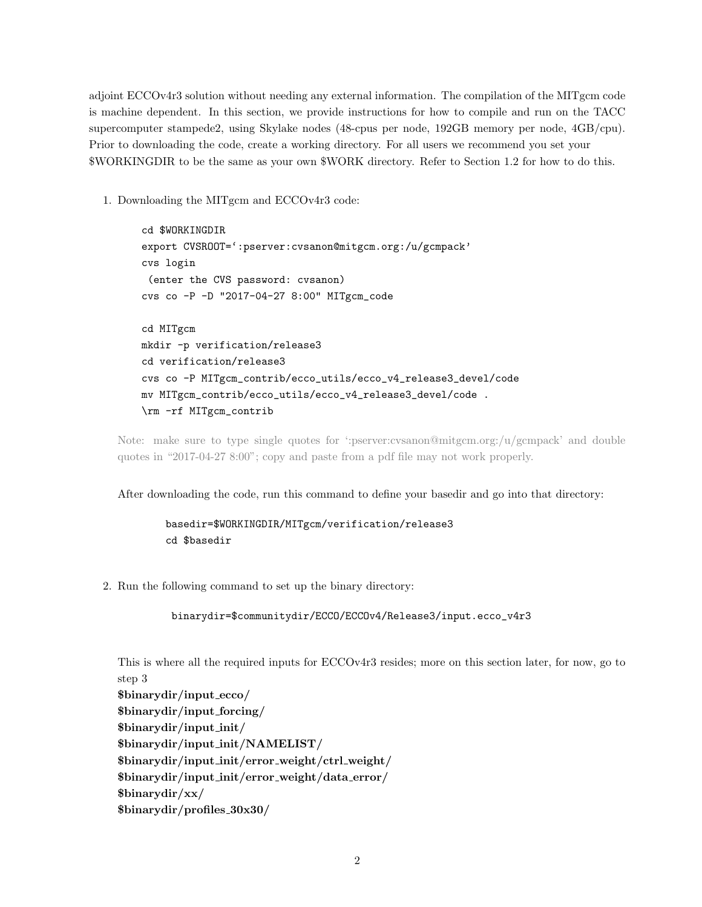adjoint ECCOv4r3 solution without needing any external information. The compilation of the MITgcm code is machine dependent. In this section, we provide instructions for how to compile and run on the TACC supercomputer stampede2, using Skylake nodes (48-cpus per node, 192GB memory per node, 4GB/cpu). Prior to downloading the code, create a working directory. For all users we recommend you set your $WORKINGDIR to be the same as your own $WORK directory. Refer to Section 1.2 for how to do this.

1. Downloading the MITgcm and ECCOv4r3 code:

```
cd $WORKINGDIR
export CVSROOT=':pserver:cvsanon@mitgcm.org:/u/gcmpack'
cvs login
 (enter the CVS password: cvsanon)
cvs co -P -D "2017-04-27 8:00" MITgcm_code

cd MITgcm
mkdir -p verification/release3
cd verification/release3
cvs co -P MITgcm_contrib/ecco_utils/ecco_v4_release3_devel/code
mv MITgcm_contrib/ecco_utils/ecco_v4_release3_devel/code .
\rm -rf MITgcm_contrib
```

   Note: make sure to type single quotes for ':pserver:cvsanon@mitgcm.org:/u/gcmpack' and double quotes in "2017-04-27 8:00"; copy and paste from a pdf file may not work properly.

   After downloading the code, run this command to define your basedir and go into that directory:

```
basedir=$WORKINGDIR/MITgcm/verification/release3
cd $basedir
```

2. Run the following command to set up the binary directory:

```
binarydir=$communitydir/ECCO/ECCOv4/Release3/input.ecco_v4r3
```

   This is where all the required inputs for ECCOv4r3 resides; more on this section later, for now, go to step 3
   **$binarydir/input_ecco/**
   **$binarydir/input_forcing/**
   **$binarydir/input_init/**
   **$binarydir/input_init/NAMELIST/**
   **$binarydir/input_init/error_weight/ctrl_weight/**
   **$binarydir/input_init/error_weight/data_error/**
   **$binarydir/xx/**
   **$binarydir/profiles_30x30/**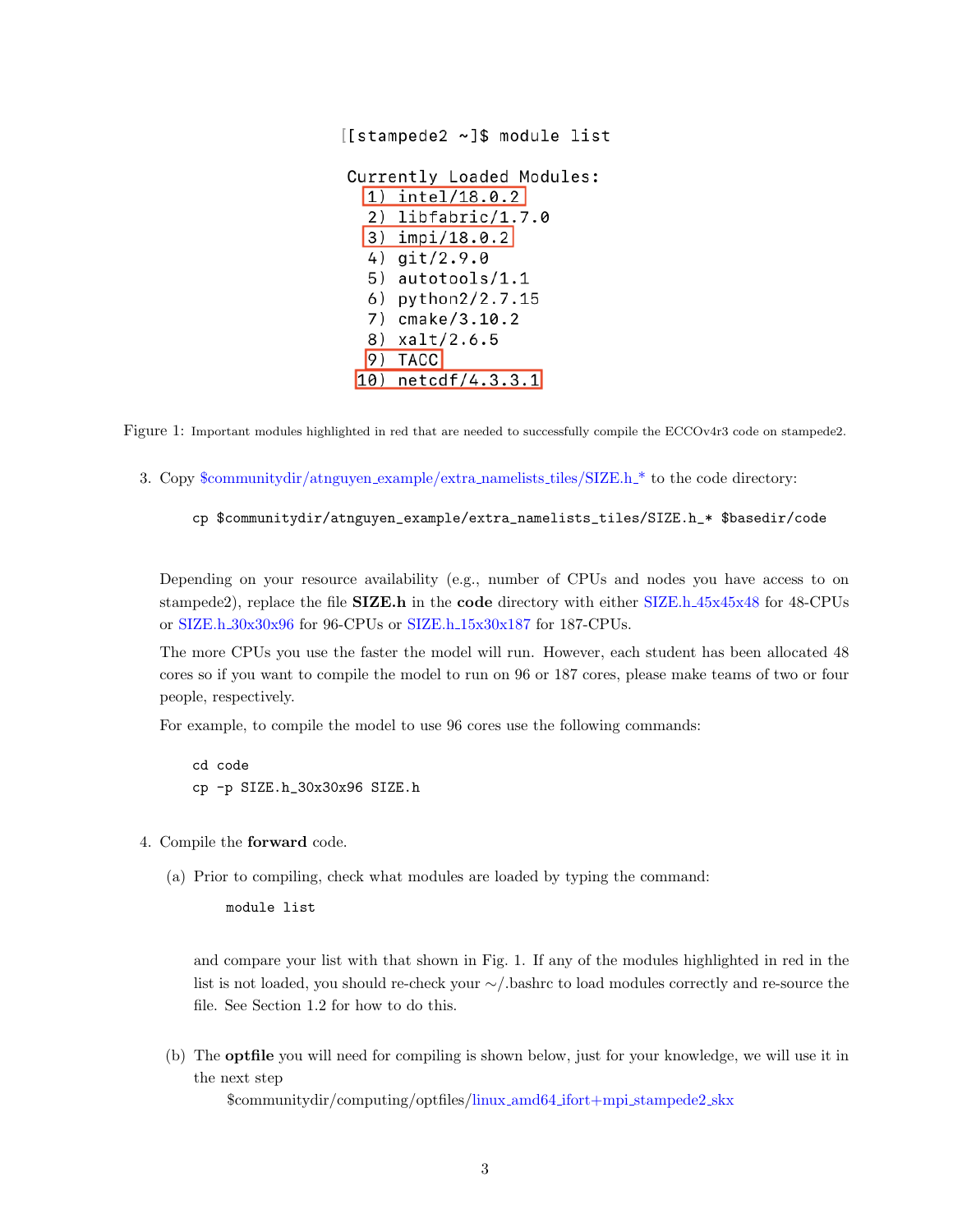```
[[stampede2 ~]$ module list

Currently Loaded Modules:
  1) intel/18.0.2
  2) libfabric/1.7.0
  3) impi/18.0.2
  4) git/2.9.0
  5) autotools/1.1
  6) python2/2.7.15
  7) cmake/3.10.2
  8) xalt/2.6.5
  9) TACC
 10) netcdf/4.3.3.1
```

Figure 1: Important modules highlighted in red that are needed to successfully compile the ECCOv4r3 code on stampede2.

3. Copy $communitydir/atnguyen_example/extra_namelists_tiles/SIZE.h_* to the code directory:

   ```
   cp $communitydir/atnguyen_example/extra_namelists_tiles/SIZE.h_* $basedir/code
   ```

   Depending on your resource availability (e.g., number of CPUs and nodes you have access to on stampede2), replace the file **SIZE.h** in the **code** directory with either SIZE.h_45x45x48 for 48-CPUs or SIZE.h_30x30x96 for 96-CPUs or SIZE.h_15x30x187 for 187-CPUs.

   The more CPUs you use the faster the model will run. However, each student has been allocated 48 cores so if you want to compile the model to run on 96 or 187 cores, please make teams of two or four people, respectively.

   For example, to compile the model to use 96 cores use the following commands:

   ```
   cd code
   cp -p SIZE.h_30x30x96 SIZE.h
   ```

4. Compile the **forward** code.

   (a) Prior to compiling, check what modules are loaded by typing the command:

   ```
   module list
   ```

   and compare your list with that shown in Fig. 1. If any of the modules highlighted in red in the list is not loaded, you should re-check your ~/.bashrc to load modules correctly and re-source the file. See Section 1.2 for how to do this.

   (b) The **optfile** you will need for compiling is shown below, just for your knowledge, we will use it in the next step

   $communitydir/computing/optfiles/linux_amd64_ifort+mpi_stampede2_skx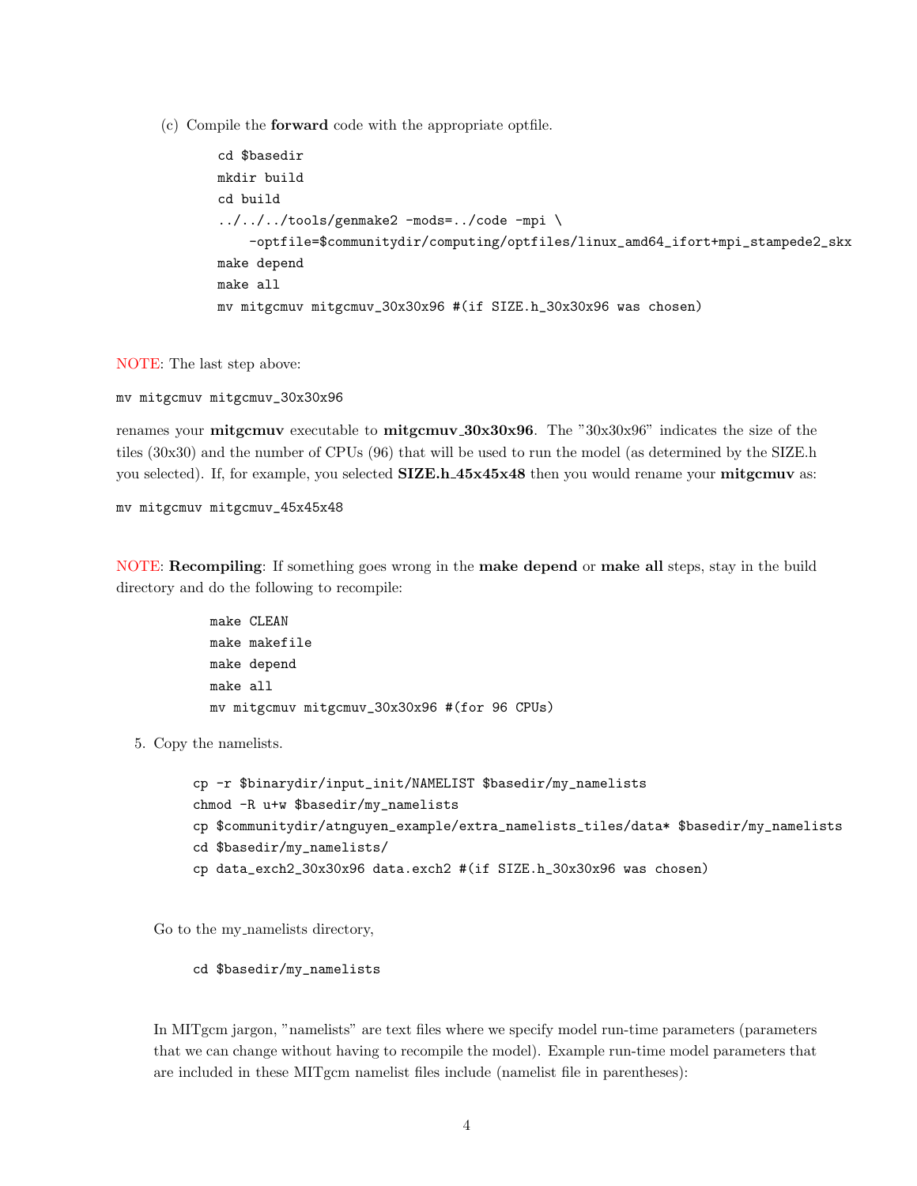(c) Compile the **forward** code with the appropriate optfile.

```
cd $basedir
mkdir build
cd build
../../../tools/genmake2 -mods=../code -mpi \
    -optfile=$communitydir/computing/optfiles/linux_amd64_ifort+mpi_stampede2_skx
make depend
make all
mv mitgcmuv mitgcmuv_30x30x96 #(if SIZE.h_30x30x96 was chosen)
```

NOTE: The last step above:

```
mv mitgcmuv mitgcmuv_30x30x96
```

renames your **mitgcmuv** executable to **mitgcmuv_30x30x96**. The "30x30x96" indicates the size of the tiles (30x30) and the number of CPUs (96) that will be used to run the model (as determined by the SIZE.h you selected). If, for example, you selected **SIZE.h_45x45x48** then you would rename your **mitgcmuv** as:

```
mv mitgcmuv mitgcmuv_45x45x48
```

NOTE: **Recompiling**: If something goes wrong in the **make depend** or **make all** steps, stay in the build directory and do the following to recompile:

```
make CLEAN
make makefile
make depend
make all
mv mitgcmuv mitgcmuv_30x30x96 #(for 96 CPUs)
```

5. Copy the namelists.

```
cp -r $binarydir/input_init/NAMELIST $basedir/my_namelists
chmod -R u+w $basedir/my_namelists
cp $communitydir/atnguyen_example/extra_namelists_tiles/data* $basedir/my_namelists
cd $basedir/my_namelists/
cp data_exch2_30x30x96 data.exch2 #(if SIZE.h_30x30x96 was chosen)
```

Go to the my_namelists directory,

```
cd $basedir/my_namelists
```

In MITgcm jargon, "namelists" are text files where we specify model run-time parameters (parameters that we can change without having to recompile the model). Example run-time model parameters that are included in these MITgcm namelist files include (namelist file in parentheses):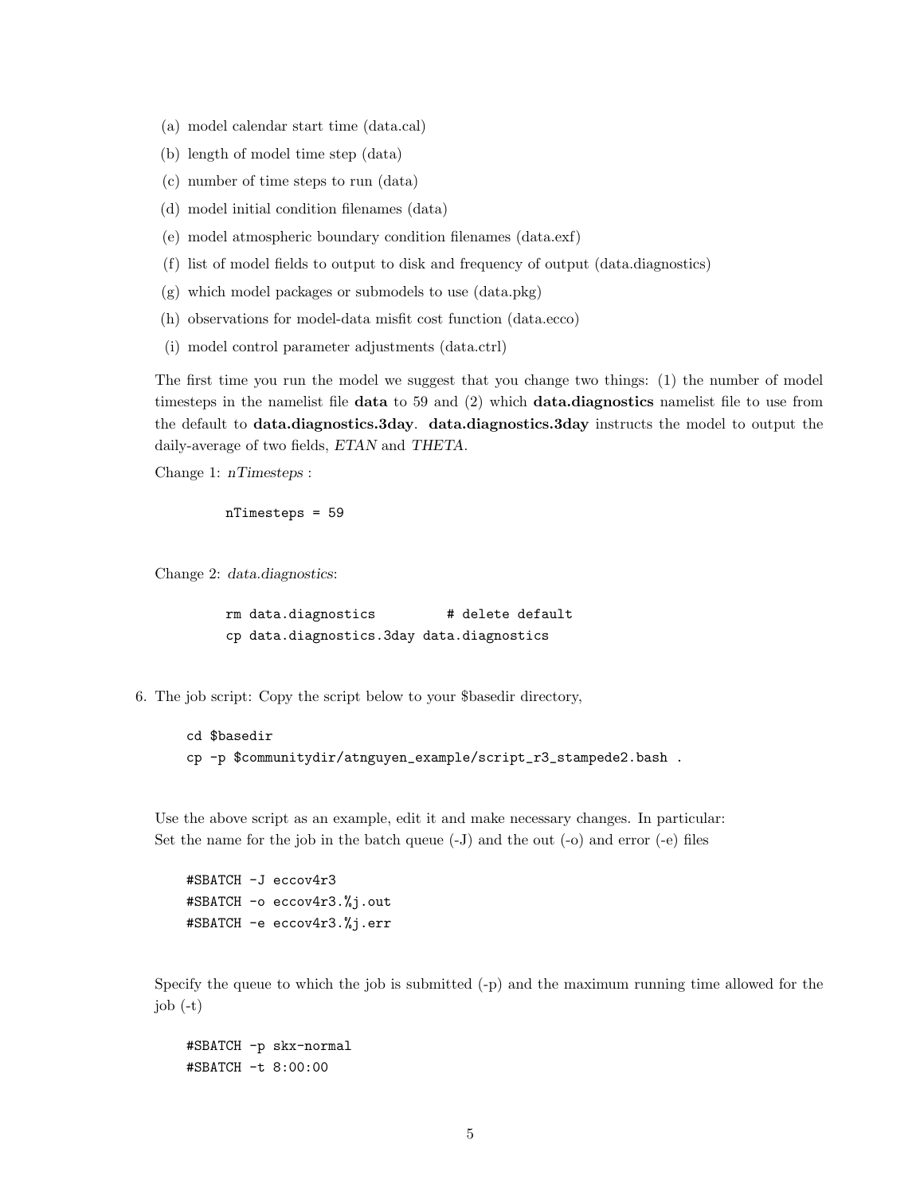(a) model calendar start time (data.cal)

(b) length of model time step (data)

(c) number of time steps to run (data)

(d) model initial condition filenames (data)

(e) model atmospheric boundary condition filenames (data.exf)

(f) list of model fields to output to disk and frequency of output (data.diagnostics)

(g) which model packages or submodels to use (data.pkg)

(h) observations for model-data misfit cost function (data.ecco)

(i) model control parameter adjustments (data.ctrl)

The first time you run the model we suggest that you change two things: (1) the number of model timesteps in the namelist file **data** to 59 and (2) which **data.diagnostics** namelist file to use from the default to **data.diagnostics.3day**. **data.diagnostics.3day** instructs the model to output the daily-average of two fields, *ETAN* and *THETA*.

Change 1: *nTimesteps* :

```
nTimesteps = 59
```

Change 2: *data.diagnostics*:

```
rm data.diagnostics         # delete default
cp data.diagnostics.3day data.diagnostics
```

6. The job script: Copy the script below to your $basedir directory,

```
cd $basedir
cp -p $communitydir/atnguyen_example/script_r3_stampede2.bash .
```

Use the above script as an example, edit it and make necessary changes. In particular:
Set the name for the job in the batch queue (-J) and the out (-o) and error (-e) files

```
#SBATCH -J eccov4r3
#SBATCH -o eccov4r3.%j.out
#SBATCH -e eccov4r3.%j.err
```

Specify the queue to which the job is submitted (-p) and the maximum running time allowed for the job (-t)

```
#SBATCH -p skx-normal
#SBATCH -t 8:00:00
```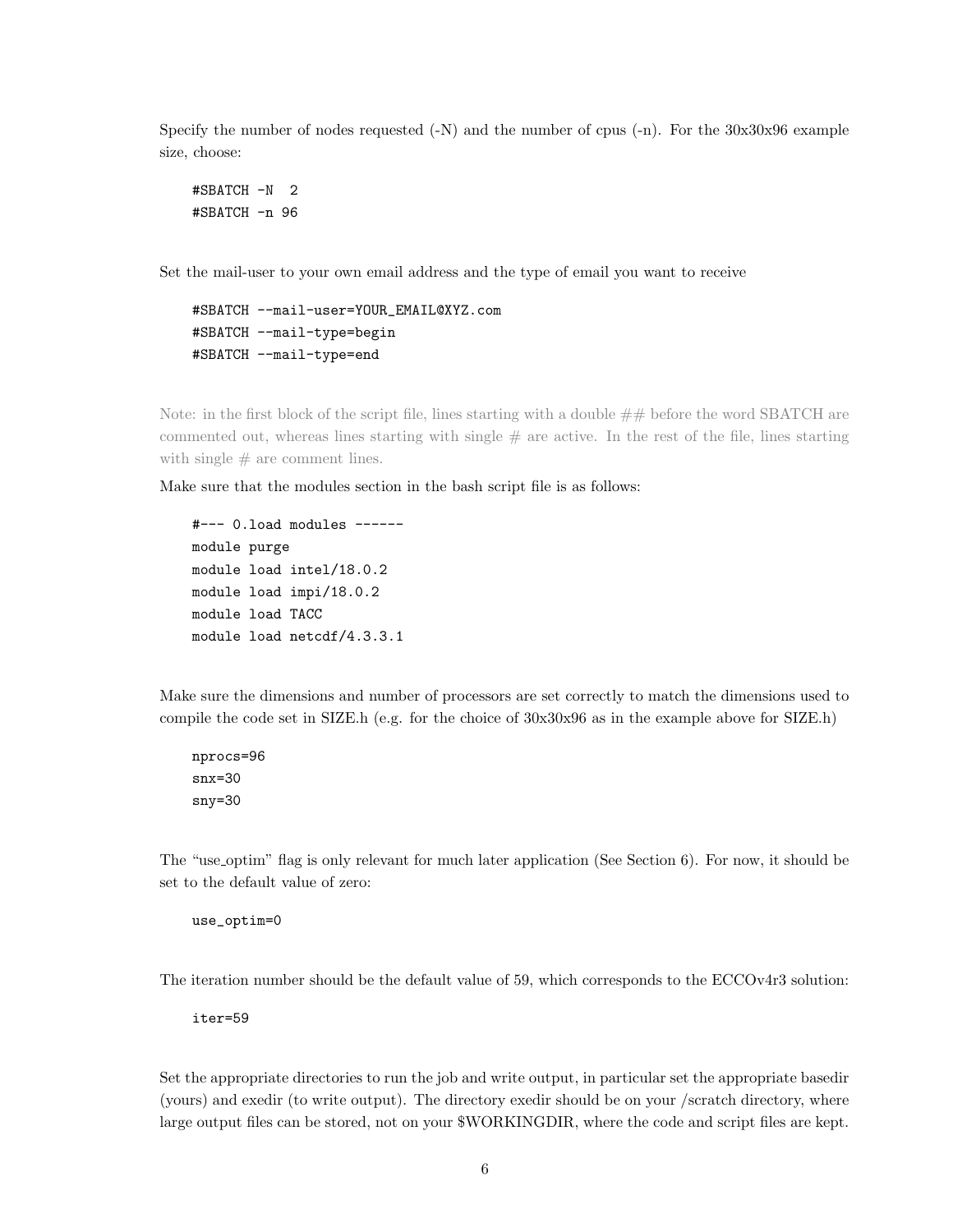Specify the number of nodes requested (-N) and the number of cpus (-n). For the 30x30x96 example size, choose:

```
#SBATCH -N  2
#SBATCH -n 96
```

Set the mail-user to your own email address and the type of email you want to receive

```
#SBATCH --mail-user=YOUR_EMAIL@XYZ.com
#SBATCH --mail-type=begin
#SBATCH --mail-type=end
```

Note: in the first block of the script file, lines starting with a double ## before the word SBATCH are commented out, whereas lines starting with single # are active. In the rest of the file, lines starting with single # are comment lines.

Make sure that the modules section in the bash script file is as follows:

```
#--- 0.load modules ------
module purge
module load intel/18.0.2
module load impi/18.0.2
module load TACC
module load netcdf/4.3.3.1
```

Make sure the dimensions and number of processors are set correctly to match the dimensions used to compile the code set in SIZE.h (e.g. for the choice of 30x30x96 as in the example above for SIZE.h)

```
nprocs=96
snx=30
sny=30
```

The "use_optim" flag is only relevant for much later application (See Section 6). For now, it should be set to the default value of zero:

```
use_optim=0
```

The iteration number should be the default value of 59, which corresponds to the ECCOv4r3 solution:

```
iter=59
```

Set the appropriate directories to run the job and write output, in particular set the appropriate basedir (yours) and exedir (to write output). The directory exedir should be on your /scratch directory, where large output files can be stored, not on your $WORKINGDIR, where the code and script files are kept.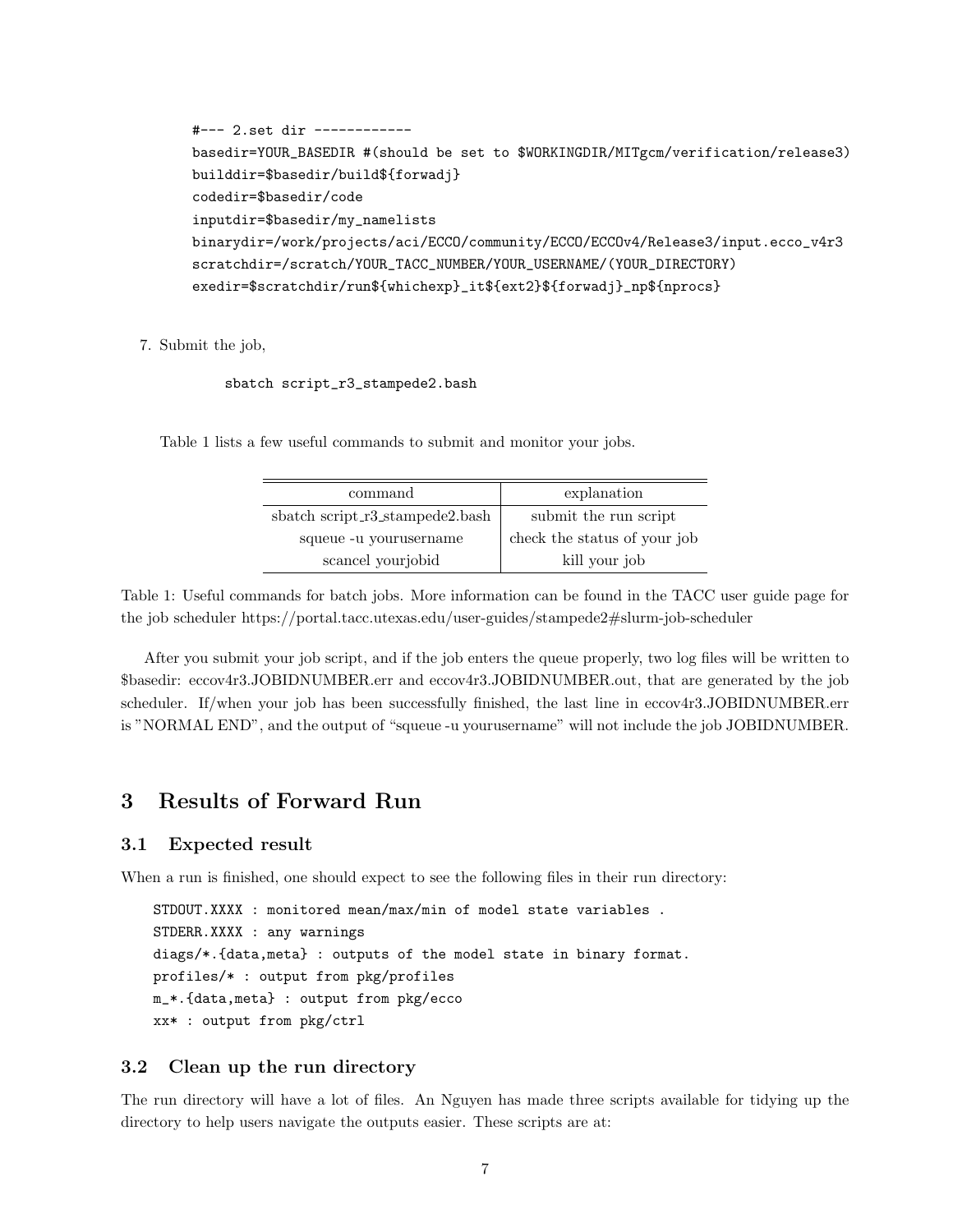```
#--- 2.set dir ------------
basedir=YOUR_BASEDIR #(should be set to $WORKINGDIR/MITgcm/verification/release3)
builddir=$basedir/build${forwadj}
codedir=$basedir/code
inputdir=$basedir/my_namelists
binarydir=/work/projects/aci/ECCO/community/ECCO/ECCOv4/Release3/input.ecco_v4r3
scratchdir=/scratch/YOUR_TACC_NUMBER/YOUR_USERNAME/(YOUR_DIRECTORY)
exedir=$scratchdir/run${whichexp}_it${ext2}${forwadj}_np${nprocs}
```

7. Submit the job,

```
sbatch script_r3_stampede2.bash
```

Table 1 lists a few useful commands to submit and monitor your jobs.

| command | explanation |
|---|---|
| sbatch script_r3_stampede2.bash | submit the run script |
| squeue -u yourusername | check the status of your job |
| scancel yourjobid | kill your job |

Table 1: Useful commands for batch jobs. More information can be found in the TACC user guide page for the job scheduler https://portal.tacc.utexas.edu/user-guides/stampede2#slurm-job-scheduler

After you submit your job script, and if the job enters the queue properly, two log files will be written to $basedir: eccov4r3.JOBIDNUMBER.err and eccov4r3.JOBIDNUMBER.out, that are generated by the job scheduler. If/when your job has been successfully finished, the last line in eccov4r3.JOBIDNUMBER.err is "NORMAL END", and the output of "squeue -u yourusername" will not include the job JOBIDNUMBER.

# 3 Results of Forward Run

## 3.1 Expected result

When a run is finished, one should expect to see the following files in their run directory:

```
STDOUT.XXXX : monitored mean/max/min of model state variables .
STDERR.XXXX : any warnings
diags/*.{data,meta} : outputs of the model state in binary format.
profiles/* : output from pkg/profiles
m_*.{data,meta} : output from pkg/ecco
xx* : output from pkg/ctrl
```

## 3.2 Clean up the run directory

The run directory will have a lot of files. An Nguyen has made three scripts available for tidying up the directory to help users navigate the outputs easier. These scripts are at: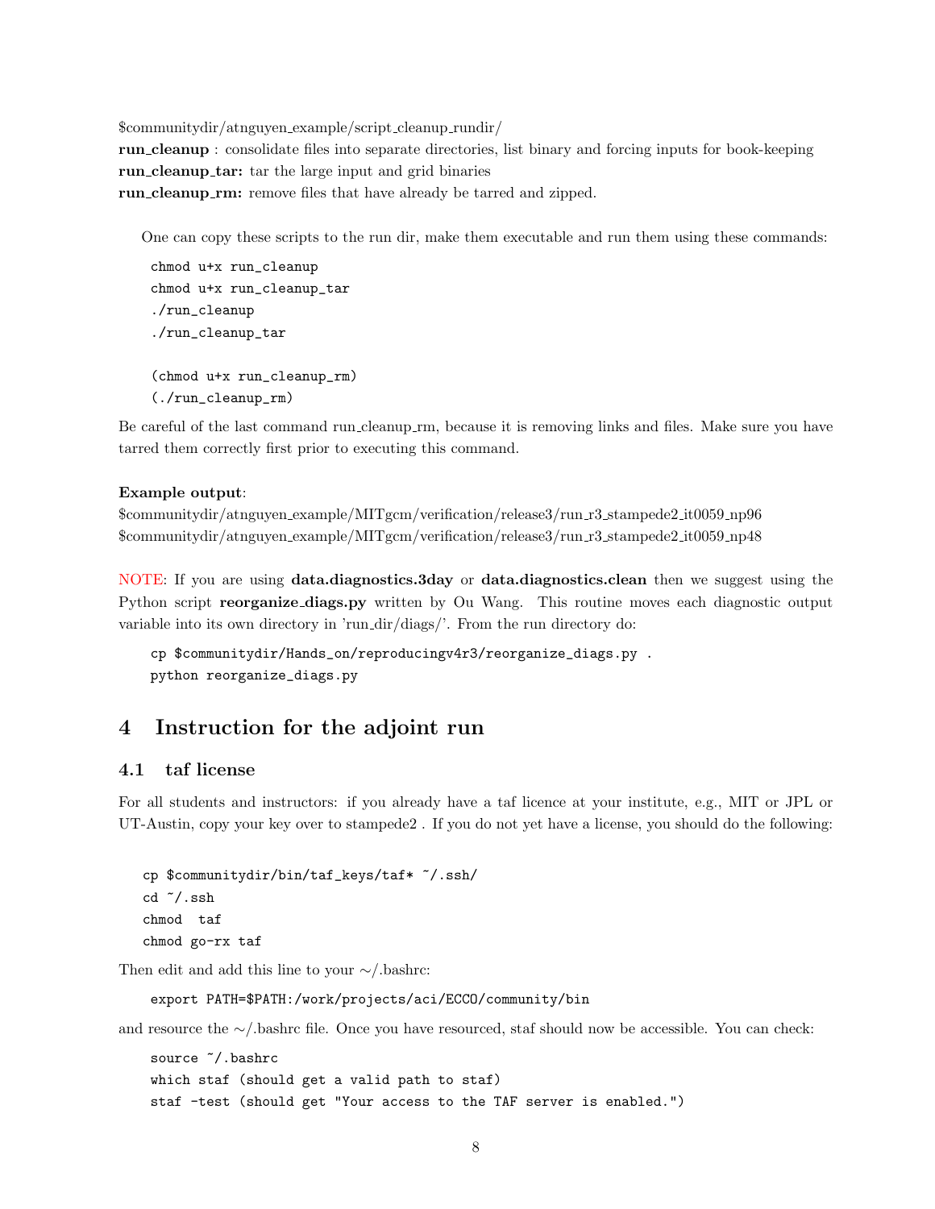$communitydir/atnguyen_example/script_cleanup_rundir/

**run_cleanup** : consolidate files into separate directories, list binary and forcing inputs for book-keeping

**run_cleanup_tar:** tar the large input and grid binaries

**run_cleanup_rm:** remove files that have already be tarred and zipped.

One can copy these scripts to the run dir, make them executable and run them using these commands:

```
chmod u+x run_cleanup
chmod u+x run_cleanup_tar
./run_cleanup
./run_cleanup_tar

(chmod u+x run_cleanup_rm)
(./run_cleanup_rm)
```

Be careful of the last command run_cleanup_rm, because it is removing links and files. Make sure you have tarred them correctly first prior to executing this command.

**Example output**:

$communitydir/atnguyen_example/MITgcm/verification/release3/run_r3_stampede2_it0059_np96

$communitydir/atnguyen_example/MITgcm/verification/release3/run_r3_stampede2_it0059_np48

NOTE: If you are using **data.diagnostics.3day** or **data.diagnostics.clean** then we suggest using the Python script **reorganize_diags.py** written by Ou Wang. This routine moves each diagnostic output variable into its own directory in 'run_dir/diags/'. From the run directory do:

```
cp $communitydir/Hands_on/reproducingv4r3/reorganize_diags.py .
python reorganize_diags.py
```

# 4 Instruction for the adjoint run

## 4.1 taf license

For all students and instructors: if you already have a taf licence at your institute, e.g., MIT or JPL or UT-Austin, copy your key over to stampede2 . If you do not yet have a license, you should do the following:

```
cp $communitydir/bin/taf_keys/taf* ~/.ssh/
cd ~/.ssh
chmod  taf
chmod go-rx taf
```

Then edit and add this line to your ~/.bashrc:

```
export PATH=$PATH:/work/projects/aci/ECCO/community/bin
```

and resource the ~/.bashrc file. Once you have resourced, staf should now be accessible. You can check:

```
source ~/.bashrc
which staf (should get a valid path to staf)
staf -test (should get "Your access to the TAF server is enabled.")
```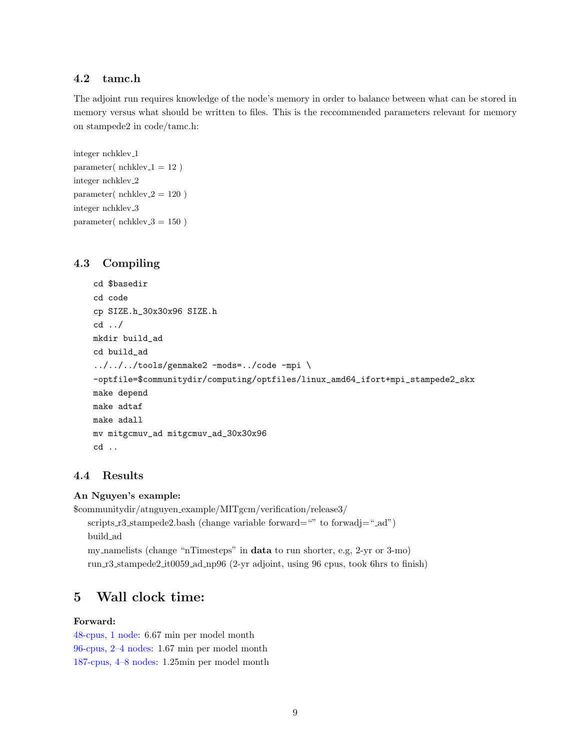### 4.2 tamc.h

The adjoint run requires knowledge of the node's memory in order to balance between what can be stored in memory versus what should be written to files. This is the reccommended parameters relevant for memory on stampede2 in code/tamc.h:

integer nchklev_1
parameter( nchklev_1 = 12 )
integer nchklev_2
parameter( nchklev_2 = 120 )
integer nchklev_3
parameter( nchklev_3 = 150 )

### 4.3 Compiling

```
cd $basedir
cd code
cp SIZE.h_30x30x96 SIZE.h
cd ../
mkdir build_ad
cd build_ad
../../../tools/genmake2 -mods=../code -mpi \
-optfile=$communitydir/computing/optfiles/linux_amd64_ifort+mpi_stampede2_skx
make depend
make adtaf
make adall
mv mitgcmuv_ad mitgcmuv_ad_30x30x96
cd ..
```

### 4.4 Results

**An Nguyen's example:**
$communitydir/atnguyen_example/MITgcm/verification/release3/
  scripts_r3_stampede2.bash (change variable forward="" to forwadj="_ad")
  build_ad
  my_namelists (change "nTimesteps" in **data** to run shorter, e.g, 2-yr or 3-mo)
  run_r3_stampede2_it0059_ad_np96 (2-yr adjoint, using 96 cpus, took 6hrs to finish)

## 5 Wall clock time:

**Forward:**
48-cpus, 1 node: 6.67 min per model month
96-cpus, 2–4 nodes: 1.67 min per model month
187-cpus, 4–8 nodes: 1.25min per model month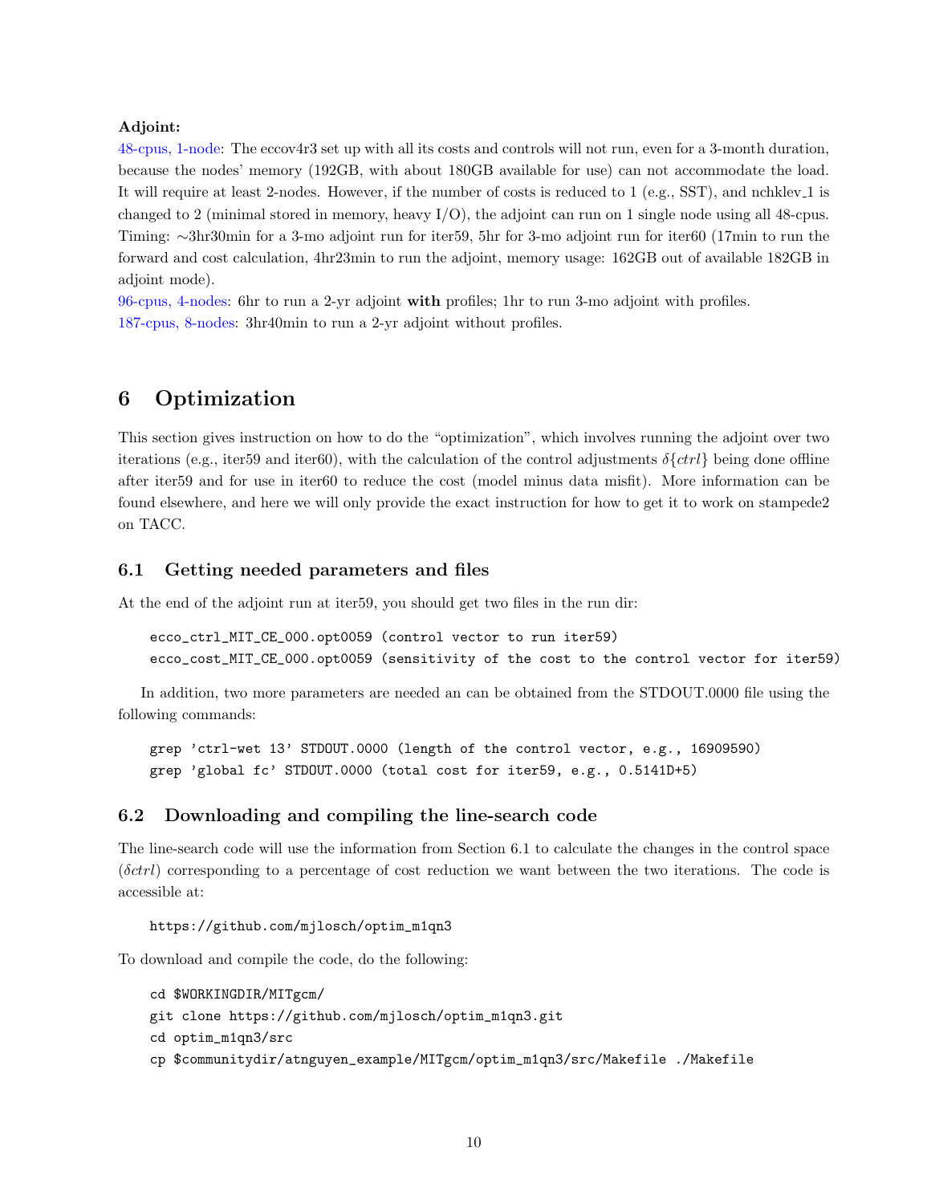**Adjoint:**

48-cpus, 1-node: The eccov4r3 set up with all its costs and controls will not run, even for a 3-month duration, because the nodes' memory (192GB, with about 180GB available for use) can not accommodate the load. It will require at least 2-nodes. However, if the number of costs is reduced to 1 (e.g., SST), and nchklev_1 is changed to 2 (minimal stored in memory, heavy I/O), the adjoint can run on 1 single node using all 48-cpus. Timing: ∼3hr30min for a 3-mo adjoint run for iter59, 5hr for 3-mo adjoint run for iter60 (17min to run the forward and cost calculation, 4hr23min to run the adjoint, memory usage: 162GB out of available 182GB in adjoint mode).

96-cpus, 4-nodes: 6hr to run a 2-yr adjoint **with** profiles; 1hr to run 3-mo adjoint with profiles.

187-cpus, 8-nodes: 3hr40min to run a 2-yr adjoint without profiles.

# 6 Optimization

This section gives instruction on how to do the "optimization", which involves running the adjoint over two iterations (e.g., iter59 and iter60), with the calculation of the control adjustments $\delta\{ctrl\}$ being done offline after iter59 and for use in iter60 to reduce the cost (model minus data misfit). More information can be found elsewhere, and here we will only provide the exact instruction for how to get it to work on stampede2 on TACC.

## 6.1 Getting needed parameters and files

At the end of the adjoint run at iter59, you should get two files in the run dir:

```
ecco_ctrl_MIT_CE_000.opt0059 (control vector to run iter59)
ecco_cost_MIT_CE_000.opt0059 (sensitivity of the cost to the control vector for iter59)
```

In addition, two more parameters are needed an can be obtained from the STDOUT.0000 file using the following commands:

```
grep 'ctrl-wet 13' STDOUT.0000 (length of the control vector, e.g., 16909590)
grep 'global fc' STDOUT.0000 (total cost for iter59, e.g., 0.5141D+5)
```

## 6.2 Downloading and compiling the line-search code

The line-search code will use the information from Section 6.1 to calculate the changes in the control space ($\delta ctrl$) corresponding to a percentage of cost reduction we want between the two iterations. The code is accessible at:

```
https://github.com/mjlosch/optim_m1qn3
```

To download and compile the code, do the following:

```
cd $WORKINGDIR/MITgcm/
git clone https://github.com/mjlosch/optim_m1qn3.git
cd optim_m1qn3/src
cp $communitydir/atnguyen_example/MITgcm/optim_m1qn3/src/Makefile ./Makefile
```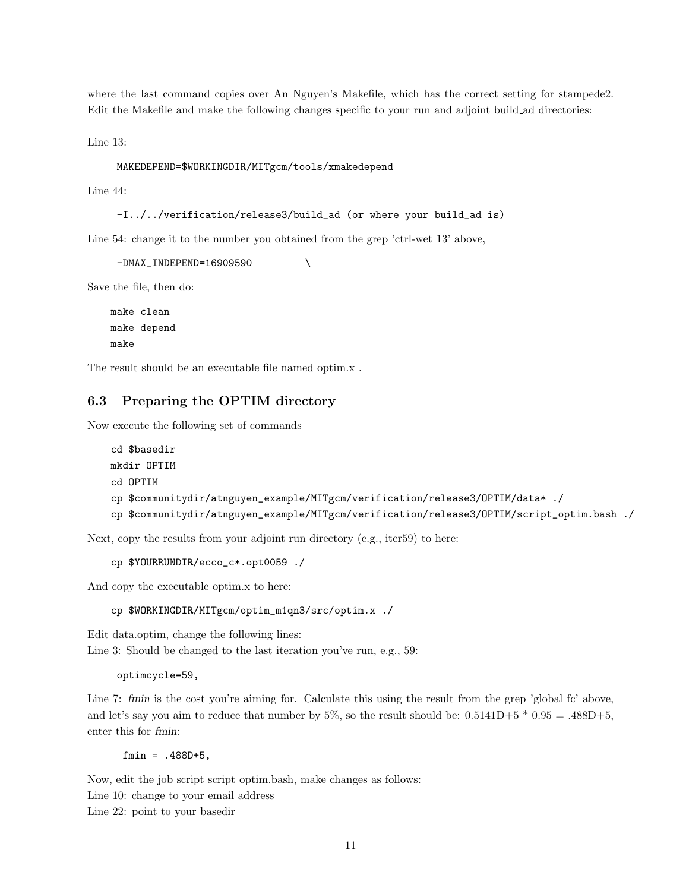where the last command copies over An Nguyen's Makefile, which has the correct setting for stampede2. Edit the Makefile and make the following changes specific to your run and adjoint build_ad directories:

Line 13:

```
MAKEDEPEND=$WORKINGDIR/MITgcm/tools/xmakedepend
```

Line 44:

```
-I../../verification/release3/build_ad (or where your build_ad is)
```

Line 54: change it to the number you obtained from the grep 'ctrl-wet 13' above,

```
-DMAX_INDEPEND=16909590          \
```

Save the file, then do:

```
make clean
make depend
make
```

The result should be an executable file named optim.x .

## 6.3 Preparing the OPTIM directory

Now execute the following set of commands

```
cd $basedir
mkdir OPTIM
cd OPTIM
cp $communitydir/atnguyen_example/MITgcm/verification/release3/OPTIM/data* ./
cp $communitydir/atnguyen_example/MITgcm/verification/release3/OPTIM/script_optim.bash ./
```

Next, copy the results from your adjoint run directory (e.g., iter59) to here:

```
cp $YOURRUNDIR/ecco_c*.opt0059 ./
```

And copy the executable optim.x to here:

```
cp $WORKINGDIR/MITgcm/optim_m1qn3/src/optim.x ./
```

Edit data.optim, change the following lines:
Line 3: Should be changed to the last iteration you've run, e.g., 59:

```
optimcycle=59,
```

Line 7: *fmin* is the cost you're aiming for. Calculate this using the result from the grep 'global fc' above, and let's say you aim to reduce that number by 5%, so the result should be: 0.5141D+5 * 0.95 = .488D+5, enter this for *fmin*:

```
fmin = .488D+5,
```

Now, edit the job script script_optim.bash, make changes as follows:
Line 10: change to your email address
Line 22: point to your basedir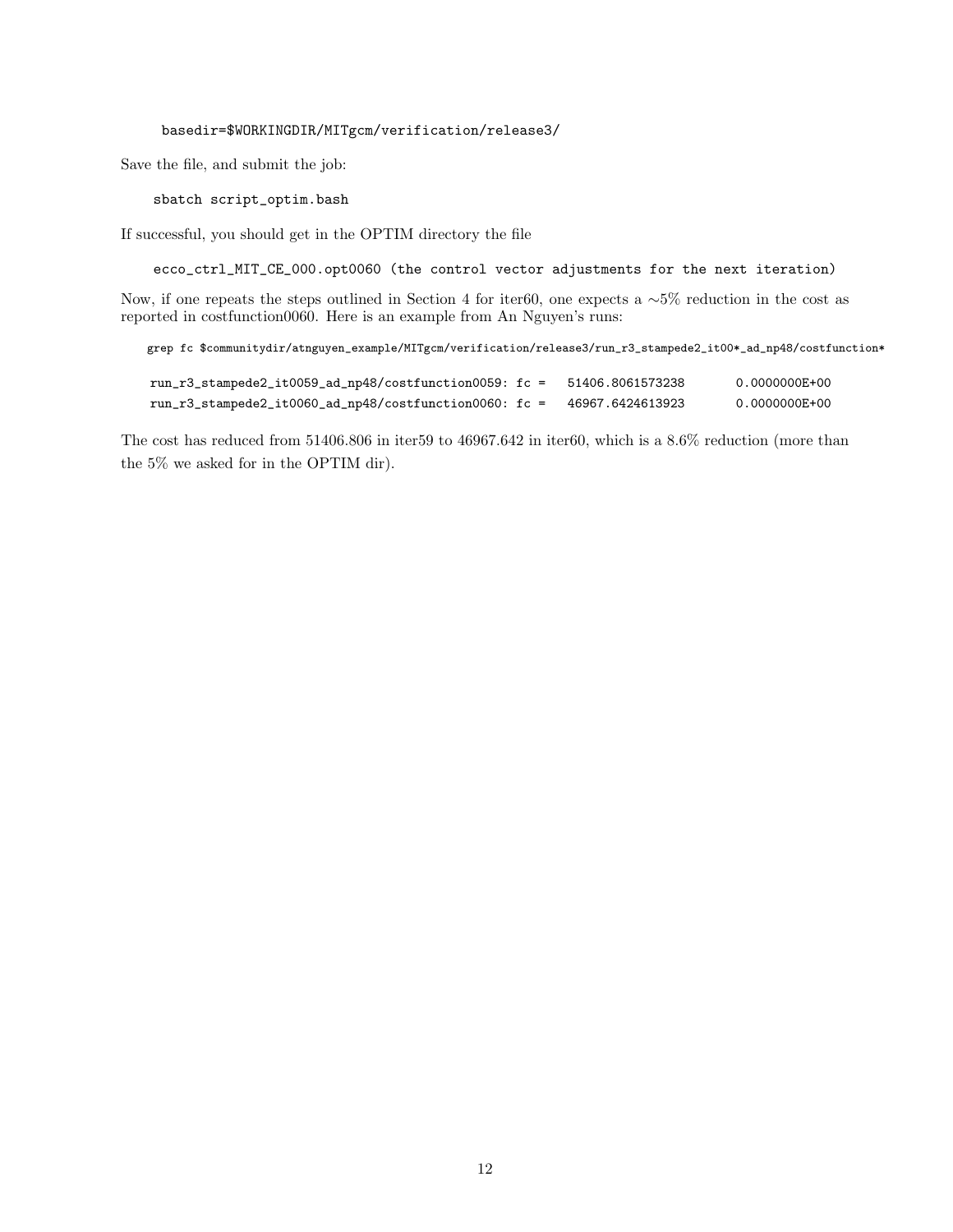```
basedir=$WORKINGDIR/MITgcm/verification/release3/
```

Save the file, and submit the job:

```
sbatch script_optim.bash
```

If successful, you should get in the OPTIM directory the file

```
ecco_ctrl_MIT_CE_000.opt0060 (the control vector adjustments for the next iteration)
```

Now, if one repeats the steps outlined in Section 4 for iter60, one expects a ∼5% reduction in the cost as reported in costfunction0060. Here is an example from An Nguyen's runs:

```
grep fc $communitydir/atnguyen_example/MITgcm/verification/release3/run_r3_stampede2_it00*_ad_np48/costfunction*

run_r3_stampede2_it0059_ad_np48/costfunction0059: fc =   51406.8061573238      0.0000000E+00
run_r3_stampede2_it0060_ad_np48/costfunction0060: fc =   46967.6424613923      0.0000000E+00
```

The cost has reduced from 51406.806 in iter59 to 46967.642 in iter60, which is a 8.6% reduction (more than the 5% we asked for in the OPTIM dir).